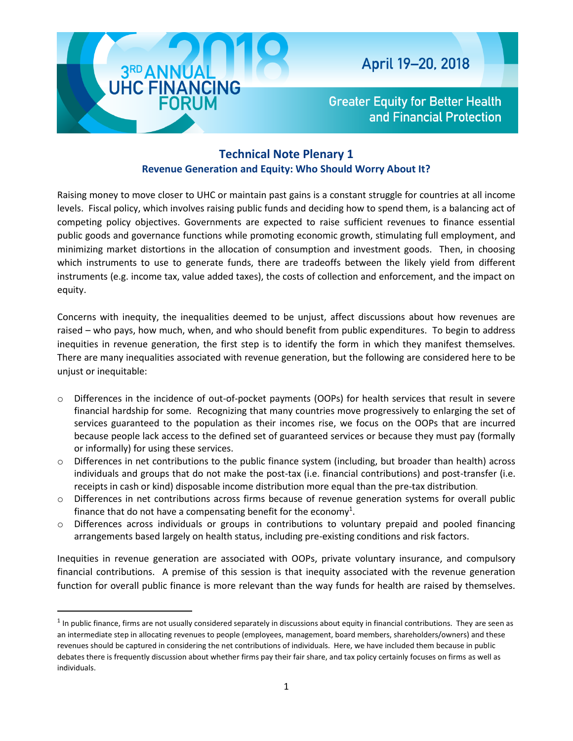3RD ANNUAL UHC FINANCING FORUM 2018

April 19–20, 2018

Greater Equity for Better Health and Financial Protection

# Technical Note Plenary 1

## Revenue Generation and Equity: Who Should Worry About It?

Raising money to move closer to UHC or maintain past gains is a constant struggle for countries at all income levels. Fiscal policy, which involves raising public funds and deciding how to spend them, is a balancing act of competing policy objectives. Governments are expected to raise sufficient revenues to finance essential public goods and governance functions while promoting economic growth, stimulating full employment, and minimizing market distortions in the allocation of consumption and investment goods. Then, in choosing which instruments to use to generate funds, there are tradeoffs between the likely yield from different instruments (e.g. income tax, value added taxes), the costs of collection and enforcement, and the impact on equity.

Concerns with inequity, the inequalities deemed to be unjust, affect discussions about how revenues are raised – who pays, how much, when, and who should benefit from public expenditures. To begin to address inequities in revenue generation, the first step is to identify the form in which they manifest themselves. There are many inequalities associated with revenue generation, but the following are considered here to be unjust or inequitable:

- Differences in the incidence of out-of-pocket payments (OOPs) for health services that result in severe financial hardship for some. Recognizing that many countries move progressively to enlarging the set of services guaranteed to the population as their incomes rise, we focus on the OOPs that are incurred because people lack access to the defined set of guaranteed services or because they must pay (formally or informally) for using these services.
- Differences in net contributions to the public finance system (including, but broader than health) across individuals and groups that do not make the post-tax (i.e. financial contributions) and post-transfer (i.e. receipts in cash or kind) disposable income distribution more equal than the pre-tax distribution.
- Differences in net contributions across firms because of revenue generation systems for overall public finance that do not have a compensating benefit for the economy[1].
- Differences across individuals or groups in contributions to voluntary prepaid and pooled financing arrangements based largely on health status, including pre-existing conditions and risk factors.

Inequities in revenue generation are associated with OOPs, private voluntary insurance, and compulsory financial contributions. A premise of this session is that inequity associated with the revenue generation function for overall public finance is more relevant than the way funds for health are raised by themselves.

[1] In public finance, firms are not usually considered separately in discussions about equity in financial contributions. They are seen as an intermediate step in allocating revenues to people (employees, management, board members, shareholders/owners) and these revenues should be captured in considering the net contributions of individuals. Here, we have included them because in public debates there is frequently discussion about whether firms pay their fair share, and tax policy certainly focuses on firms as well as individuals.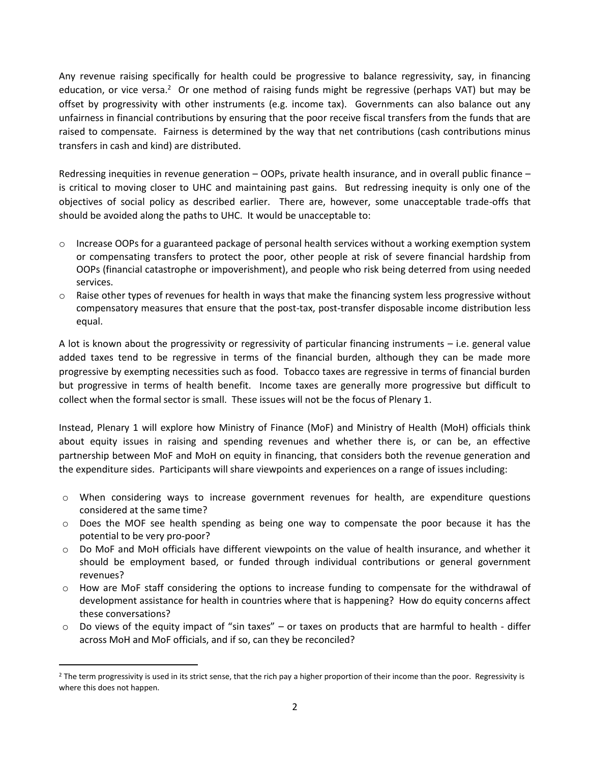Any revenue raising specifically for health could be progressive to balance regressivity, say, in financing education, or vice versa.[2] Or one method of raising funds might be regressive (perhaps VAT) but may be offset by progressivity with other instruments (e.g. income tax). Governments can also balance out any unfairness in financial contributions by ensuring that the poor receive fiscal transfers from the funds that are raised to compensate. Fairness is determined by the way that net contributions (cash contributions minus transfers in cash and kind) are distributed.

Redressing inequities in revenue generation – OOPs, private health insurance, and in overall public finance – is critical to moving closer to UHC and maintaining past gains. But redressing inequity is only one of the objectives of social policy as described earlier. There are, however, some unacceptable trade-offs that should be avoided along the paths to UHC. It would be unacceptable to:

- Increase OOPs for a guaranteed package of personal health services without a working exemption system or compensating transfers to protect the poor, other people at risk of severe financial hardship from OOPs (financial catastrophe or impoverishment), and people who risk being deterred from using needed services.
- Raise other types of revenues for health in ways that make the financing system less progressive without compensatory measures that ensure that the post-tax, post-transfer disposable income distribution less equal.

A lot is known about the progressivity or regressivity of particular financing instruments – i.e. general value added taxes tend to be regressive in terms of the financial burden, although they can be made more progressive by exempting necessities such as food. Tobacco taxes are regressive in terms of financial burden but progressive in terms of health benefit. Income taxes are generally more progressive but difficult to collect when the formal sector is small. These issues will not be the focus of Plenary 1.

Instead, Plenary 1 will explore how Ministry of Finance (MoF) and Ministry of Health (MoH) officials think about equity issues in raising and spending revenues and whether there is, or can be, an effective partnership between MoF and MoH on equity in financing, that considers both the revenue generation and the expenditure sides. Participants will share viewpoints and experiences on a range of issues including:

- When considering ways to increase government revenues for health, are expenditure questions considered at the same time?
- Does the MOF see health spending as being one way to compensate the poor because it has the potential to be very pro-poor?
- Do MoF and MoH officials have different viewpoints on the value of health insurance, and whether it should be employment based, or funded through individual contributions or general government revenues?
- How are MoF staff considering the options to increase funding to compensate for the withdrawal of development assistance for health in countries where that is happening? How do equity concerns affect these conversations?
- Do views of the equity impact of "sin taxes" – or taxes on products that are harmful to health - differ across MoH and MoF officials, and if so, can they be reconciled?

[2] The term progressivity is used in its strict sense, that the rich pay a higher proportion of their income than the poor. Regressivity is where this does not happen.